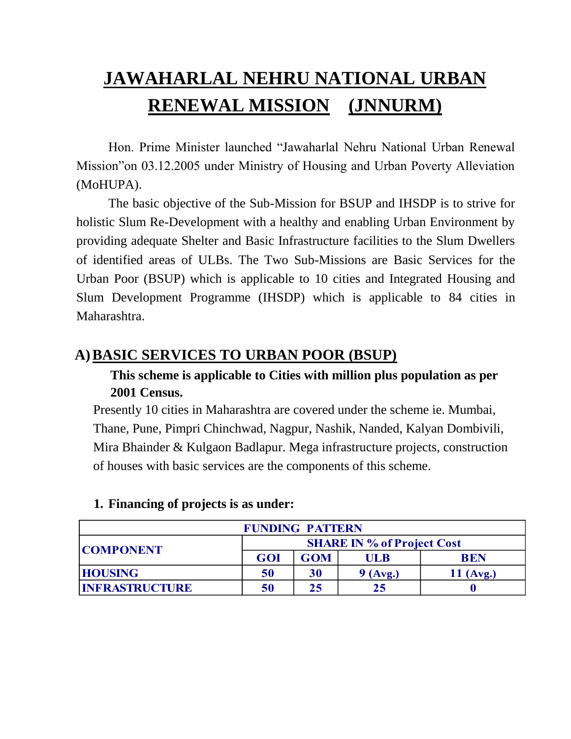# JAWAHARLAL NEHRU NATIONAL URBAN RENEWAL MISSION (JNNURM)

Hon. Prime Minister launched "Jawaharlal Nehru National Urban Renewal Mission"on 03.12.2005 under Ministry of Housing and Urban Poverty Alleviation (MoHUPA).

The basic objective of the Sub-Mission for BSUP and IHSDP is to strive for holistic Slum Re-Development with a healthy and enabling Urban Environment by providing adequate Shelter and Basic Infrastructure facilities to the Slum Dwellers of identified areas of ULBs. The Two Sub-Missions are Basic Services for the Urban Poor (BSUP) which is applicable to 10 cities and Integrated Housing and Slum Development Programme (IHSDP) which is applicable to 84 cities in Maharashtra.

## A) BASIC SERVICES TO URBAN POOR (BSUP)

**This scheme is applicable to Cities with million plus population as per 2001 Census.**

Presently 10 cities in Maharashtra are covered under the scheme ie. Mumbai, Thane, Pune, Pimpri Chinchwad, Nagpur, Nashik, Nanded, Kalyan Dombivili, Mira Bhainder & Kulgaon Badlapur. Mega infrastructure projects, construction of houses with basic services are the components of this scheme.

**1. Financing of projects is as under:**

| FUNDING PATTERN | | | | |
|---|---|---|---|---|
| COMPONENT | SHARE IN % of Project Cost | | | |
| | GOI | GOM | ULB | BEN |
| HOUSING | 50 | 30 | 9 (Avg.) | 11 (Avg.) |
| INFRASTRUCTURE | 50 | 25 | 25 | 0 |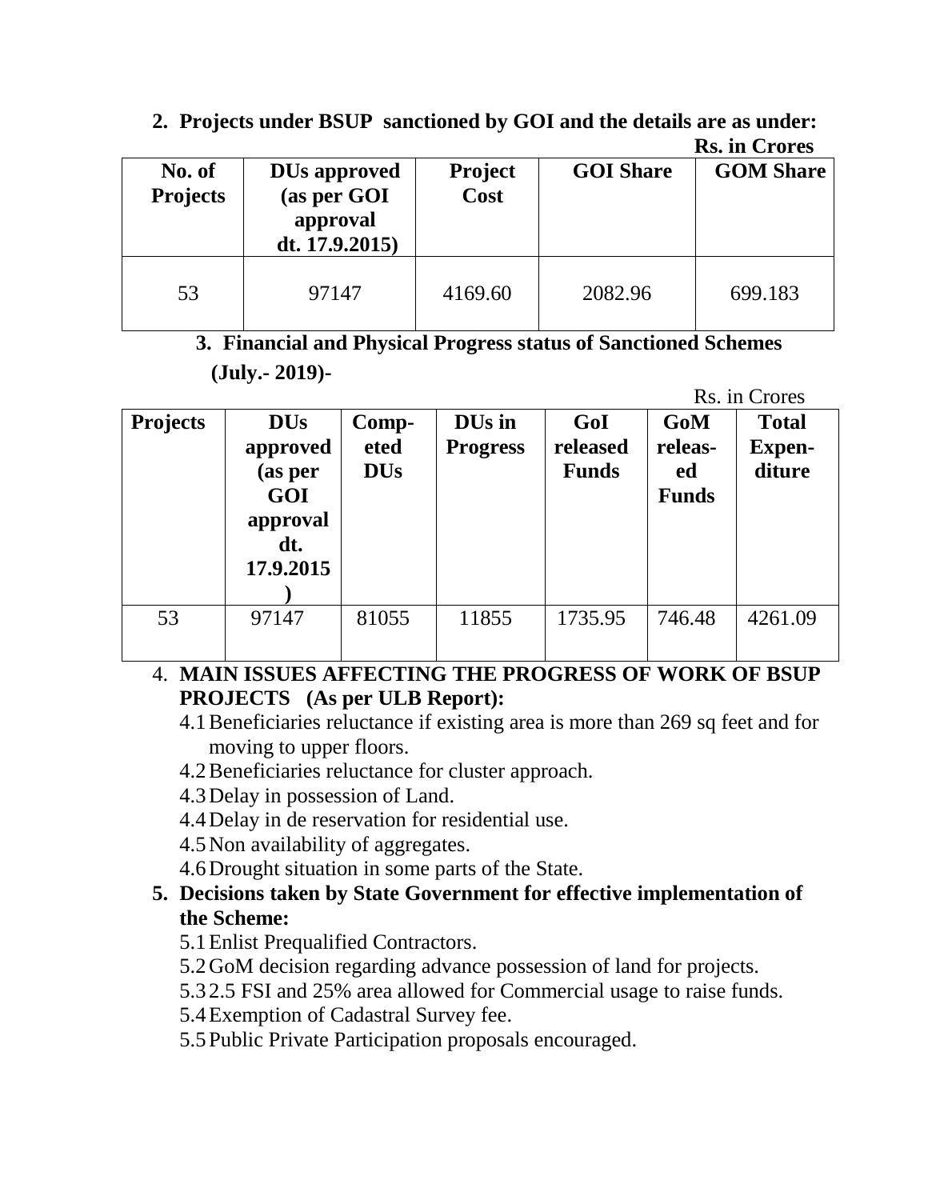**2. Projects under BSUP sanctioned by GOI and the details are as under:**

**Rs. in Crores**

| No. of Projects | DUs approved (as per GOI approval dt. 17.9.2015) | Project Cost | GOI Share | GOM Share |
|---|---|---|---|---|
| 53 | 97147 | 4169.60 | 2082.96 | 699.183 |

**3. Financial and Physical Progress status of Sanctioned Schemes (July.- 2019)-**

Rs. in Crores

| Projects | DUs approved (as per GOI approval dt. 17.9.2015) | Comp-eted DUs | DUs in Progress | GoI released Funds | GoM releas-ed Funds | Total Expen-diture |
|---|---|---|---|---|---|---|
| 53 | 97147 | 81055 | 11855 | 1735.95 | 746.48 | 4261.09 |

4. **MAIN ISSUES AFFECTING THE PROGRESS OF WORK OF BSUP PROJECTS (As per ULB Report):**
   - 4.1 Beneficiaries reluctance if existing area is more than 269 sq feet and for moving to upper floors.
   - 4.2 Beneficiaries reluctance for cluster approach.
   - 4.3 Delay in possession of Land.
   - 4.4 Delay in de reservation for residential use.
   - 4.5 Non availability of aggregates.
   - 4.6 Drought situation in some parts of the State.

5. **Decisions taken by State Government for effective implementation of the Scheme:**
   - 5.1 Enlist Prequalified Contractors.
   - 5.2 GoM decision regarding advance possession of land for projects.
   - 5.3 2.5 FSI and 25% area allowed for Commercial usage to raise funds.
   - 5.4 Exemption of Cadastral Survey fee.
   - 5.5 Public Private Participation proposals encouraged.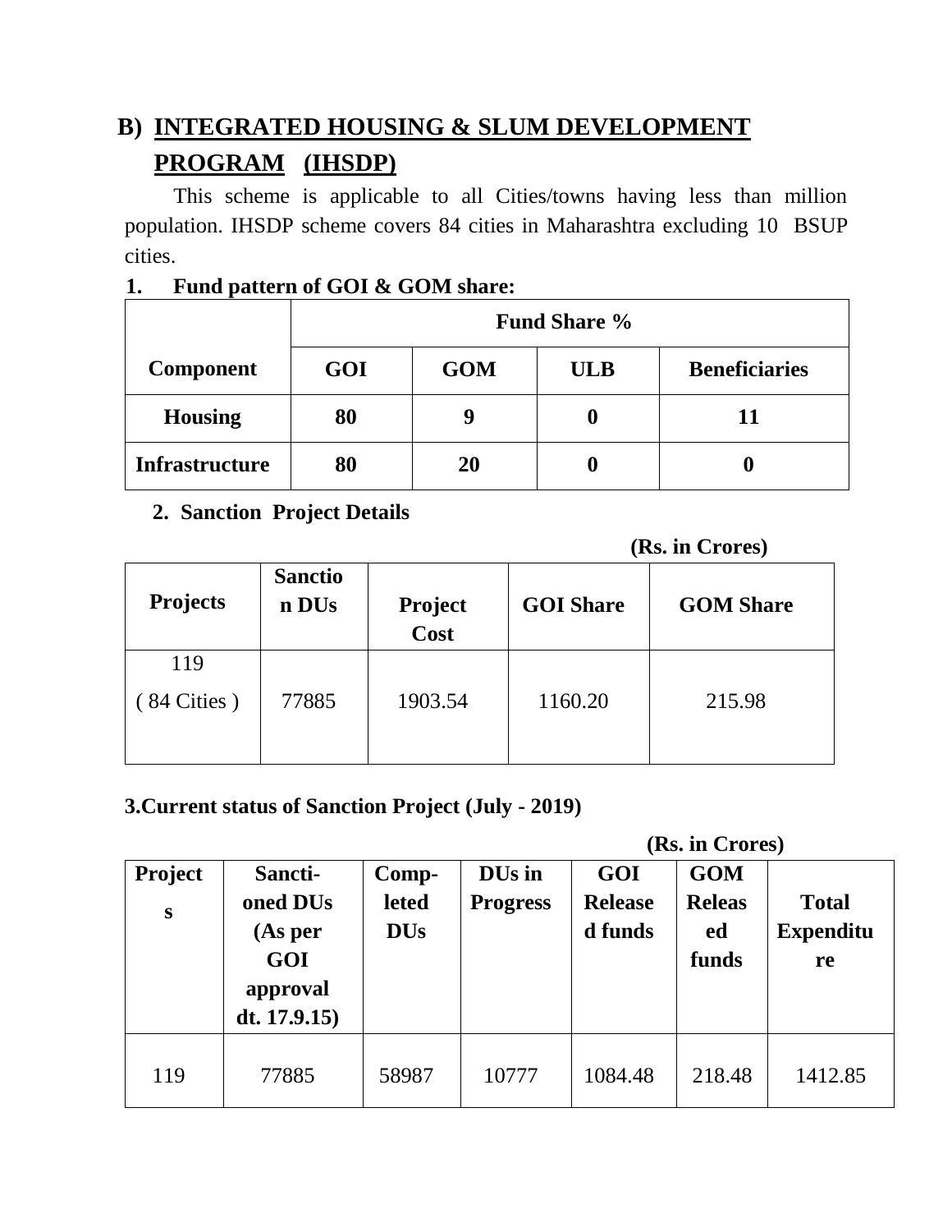## B) INTEGRATED HOUSING & SLUM DEVELOPMENT PROGRAM (IHSDP)

This scheme is applicable to all Cities/towns having less than million population. IHSDP scheme covers 84 cities in Maharashtra excluding 10 BSUP cities.

**1. Fund pattern of GOI & GOM share:**

| Component | Fund Share % | | | |
|---|---|---|---|---|
| | **GOI** | **GOM** | **ULB** | **Beneficiaries** |
| **Housing** | **80** | **9** | **0** | **11** |
| **Infrastructure** | **80** | **20** | **0** | **0** |

**2. Sanction Project Details**

**(Rs. in Crores)**

| Projects | Sanction DUs | Project Cost | GOI Share | GOM Share |
|---|---|---|---|---|
| 119 ( 84 Cities ) | 77885 | 1903.54 | 1160.20 | 215.98 |

**3.Current status of Sanction Project (July - 2019)**

**(Rs. in Crores)**

| Projects | Sancti-oned DUs (As per GOI approval dt. 17.9.15) | Comp-leted DUs | DUs in Progress | GOI Released funds | GOM Released funds | Total Expenditure |
|---|---|---|---|---|---|---|
| 119 | 77885 | 58987 | 10777 | 1084.48 | 218.48 | 1412.85 |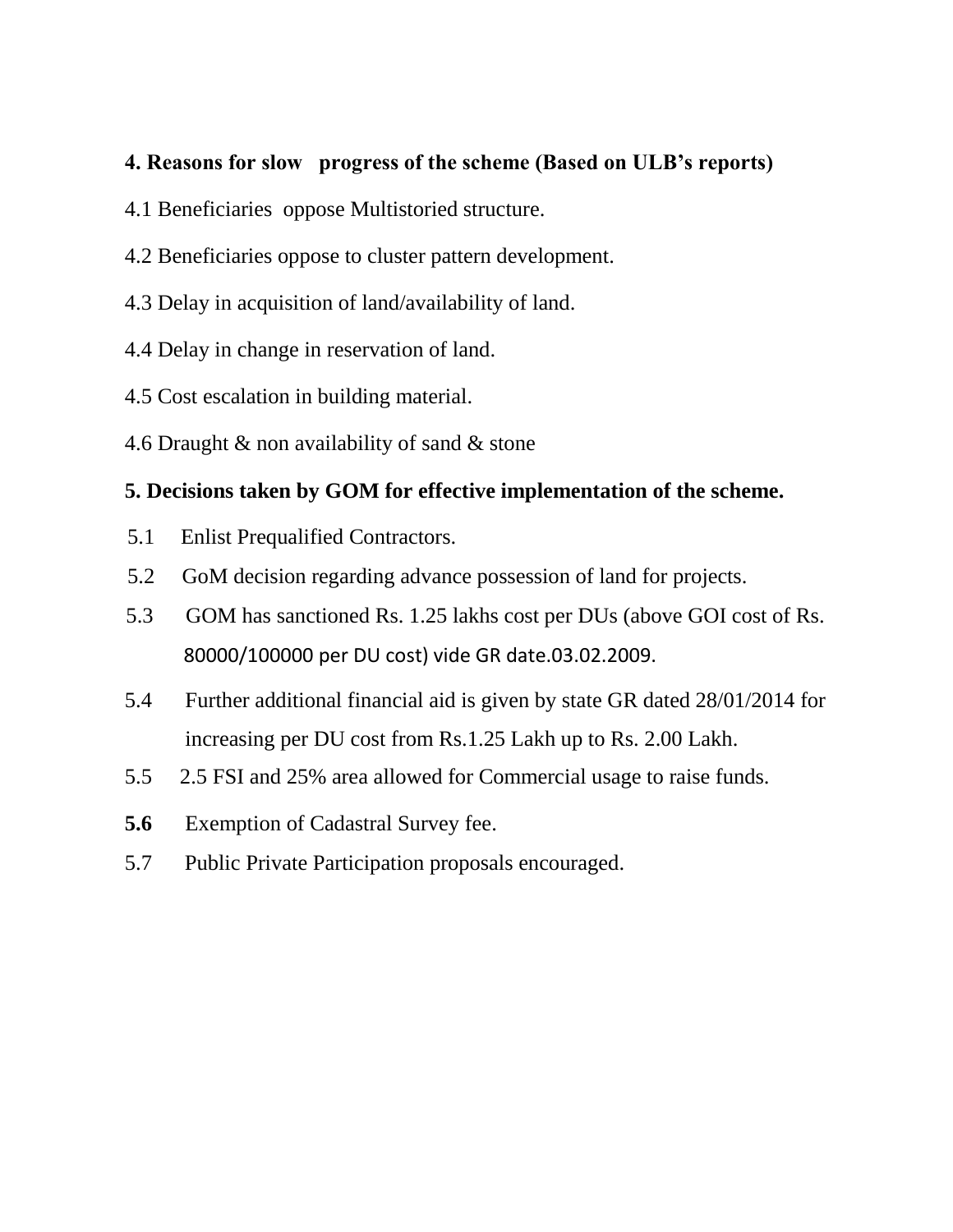### 4. Reasons for slow progress of the scheme (Based on ULB's reports)

4.1 Beneficiaries oppose Multistoried structure.

4.2 Beneficiaries oppose to cluster pattern development.

4.3 Delay in acquisition of land/availability of land.

4.4 Delay in change in reservation of land.

4.5 Cost escalation in building material.

4.6 Draught & non availability of sand & stone

### 5. Decisions taken by GOM for effective implementation of the scheme.

5.1 Enlist Prequalified Contractors.

5.2 GoM decision regarding advance possession of land for projects.

5.3 GOM has sanctioned Rs. 1.25 lakhs cost per DUs (above GOI cost of Rs. 80000/100000 per DU cost) vide GR date.03.02.2009.

5.4 Further additional financial aid is given by state GR dated 28/01/2014 for increasing per DU cost from Rs.1.25 Lakh up to Rs. 2.00 Lakh.

5.5 2.5 FSI and 25% area allowed for Commercial usage to raise funds.

**5.6** Exemption of Cadastral Survey fee.

5.7 Public Private Participation proposals encouraged.